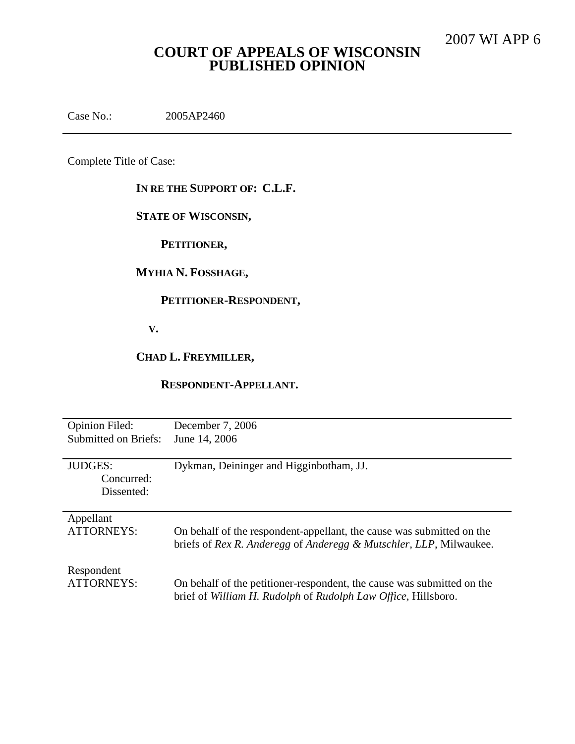2007 WI APP 6

# COURT OF APPEALS OF WISCONSIN PUBLISHED OPINION

Case No.: 2005AP2460

---

Complete Title of Case:

**IN RE THE SUPPORT OF: C.L.F.**

**STATE OF WISCONSIN,**

**PETITIONER,**

**MYHIA N. FOSSHAGE,**

**PETITIONER-RESPONDENT,**

**V.**

**CHAD L. FREYMILLER,**

**RESPONDENT-APPELLANT.**

---

| | |
|---|---|
| Opinion Filed: | December 7, 2006 |
| Submitted on Briefs: | June 14, 2006 |
| JUDGES: | Dykman, Deininger and Higginbotham, JJ. |
| Concurred: | |
| Dissented: | |
| Appellant ATTORNEYS: | On behalf of the respondent-appellant, the cause was submitted on the briefs of *Rex R. Anderegg* of *Anderegg & Mutschler, LLP*, Milwaukee. |
| Respondent ATTORNEYS: | On behalf of the petitioner-respondent, the cause was submitted on the brief of *William H. Rudolph* of *Rudolph Law Office*, Hillsboro. |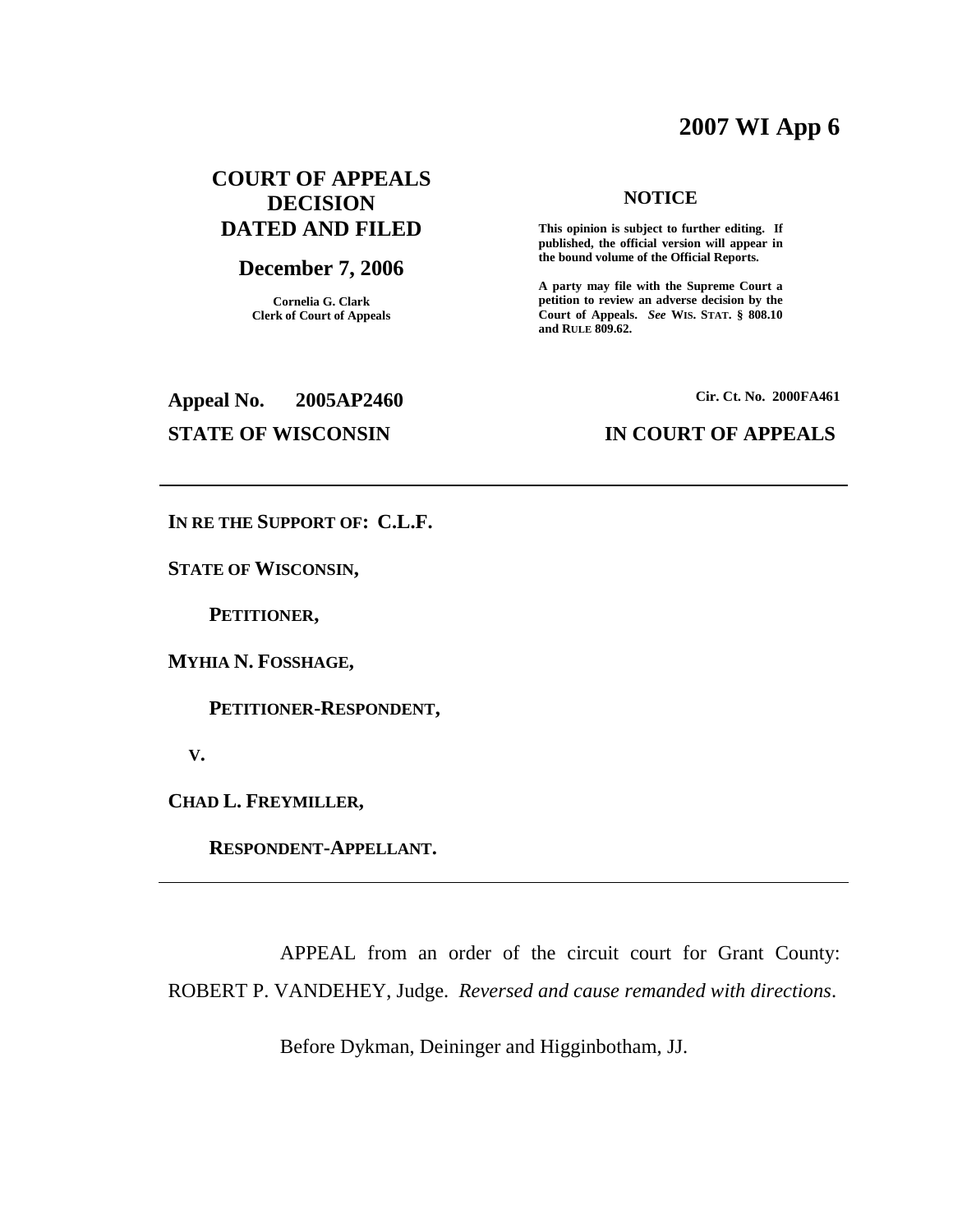# 2007 WI App 6

**COURT OF APPEALS DECISION DATED AND FILED**

**December 7, 2006**

**Cornelia G. Clark**
**Clerk of Court of Appeals**

**NOTICE**

**This opinion is subject to further editing. If published, the official version will appear in the bound volume of the Official Reports.**

**A party may file with the Supreme Court a petition to review an adverse decision by the Court of Appeals.** ***See*** **WIS. STAT. § 808.10 and RULE 809.62.**

**Appeal No. 2005AP2460**

**Cir. Ct. No. 2000FA461**

**STATE OF WISCONSIN**

**IN COURT OF APPEALS**

---

**IN RE THE SUPPORT OF: C.L.F.**

**STATE OF WISCONSIN,**

**PETITIONER,**

**MYHIA N. FOSSHAGE,**

**PETITIONER-RESPONDENT,**

**V.**

**CHAD L. FREYMILLER,**

**RESPONDENT-APPELLANT.**

---

APPEAL from an order of the circuit court for Grant County: ROBERT P. VANDEHEY, Judge. *Reversed and cause remanded with directions*.

Before Dykman, Deininger and Higginbotham, JJ.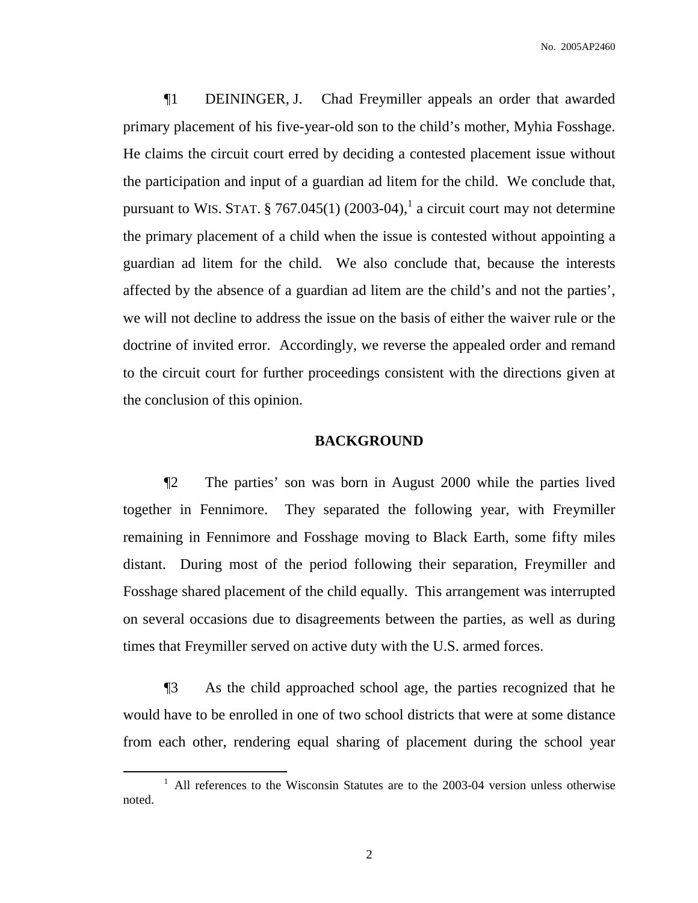¶1 DEININGER, J. Chad Freymiller appeals an order that awarded primary placement of his five-year-old son to the child's mother, Myhia Fosshage. He claims the circuit court erred by deciding a contested placement issue without the participation and input of a guardian ad litem for the child. We conclude that, pursuant to WIS. STAT. § 767.045(1) (2003-04),[1] a circuit court may not determine the primary placement of a child when the issue is contested without appointing a guardian ad litem for the child. We also conclude that, because the interests affected by the absence of a guardian ad litem are the child's and not the parties', we will not decline to address the issue on the basis of either the waiver rule or the doctrine of invited error. Accordingly, we reverse the appealed order and remand to the circuit court for further proceedings consistent with the directions given at the conclusion of this opinion.

## BACKGROUND

¶2 The parties' son was born in August 2000 while the parties lived together in Fennimore. They separated the following year, with Freymiller remaining in Fennimore and Fosshage moving to Black Earth, some fifty miles distant. During most of the period following their separation, Freymiller and Fosshage shared placement of the child equally. This arrangement was interrupted on several occasions due to disagreements between the parties, as well as during times that Freymiller served on active duty with the U.S. armed forces.

¶3 As the child approached school age, the parties recognized that he would have to be enrolled in one of two school districts that were at some distance from each other, rendering equal sharing of placement during the school year

[1] All references to the Wisconsin Statutes are to the 2003-04 version unless otherwise noted.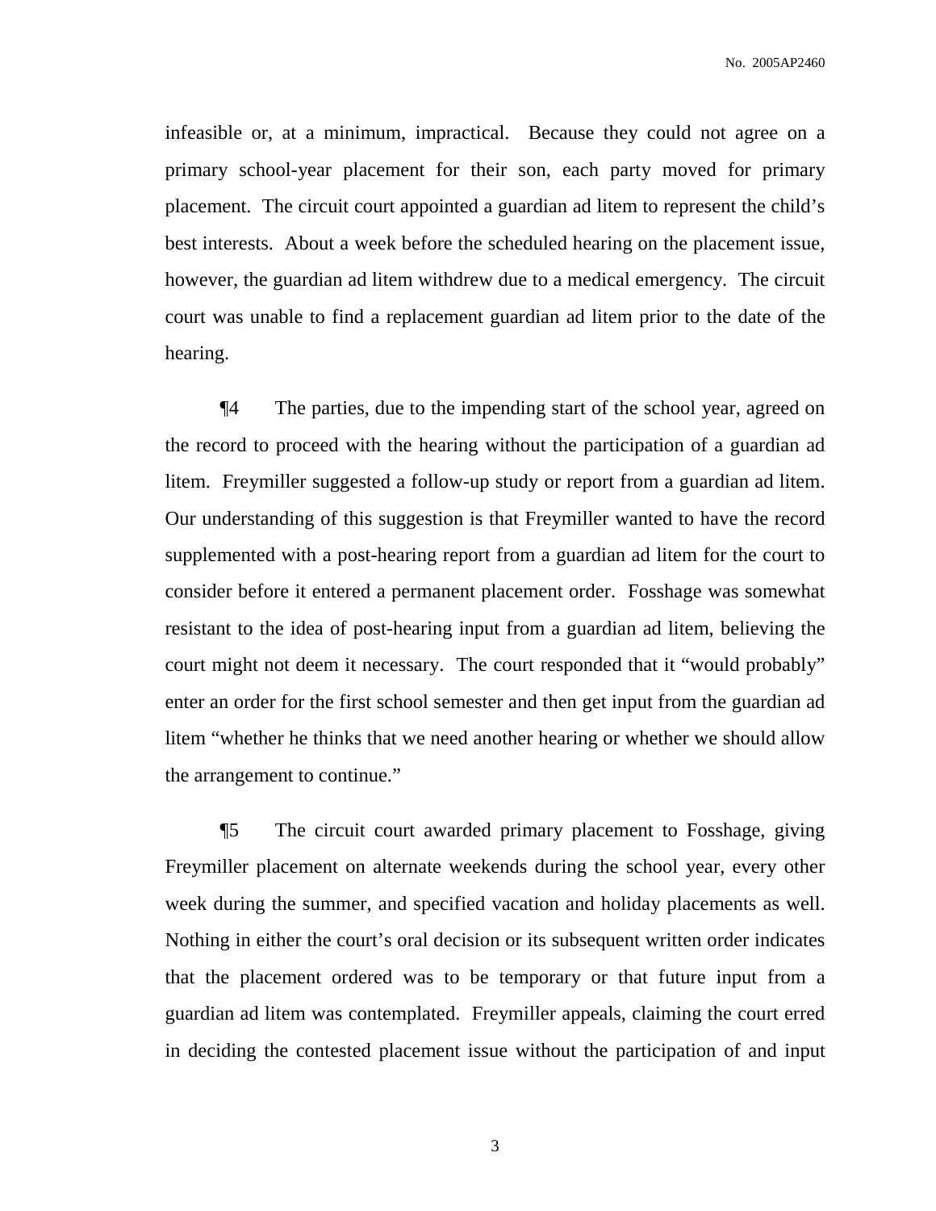infeasible or, at a minimum, impractical. Because they could not agree on a primary school-year placement for their son, each party moved for primary placement. The circuit court appointed a guardian ad litem to represent the child's best interests. About a week before the scheduled hearing on the placement issue, however, the guardian ad litem withdrew due to a medical emergency. The circuit court was unable to find a replacement guardian ad litem prior to the date of the hearing.

¶4 The parties, due to the impending start of the school year, agreed on the record to proceed with the hearing without the participation of a guardian ad litem. Freymiller suggested a follow-up study or report from a guardian ad litem. Our understanding of this suggestion is that Freymiller wanted to have the record supplemented with a post-hearing report from a guardian ad litem for the court to consider before it entered a permanent placement order. Fosshage was somewhat resistant to the idea of post-hearing input from a guardian ad litem, believing the court might not deem it necessary. The court responded that it "would probably" enter an order for the first school semester and then get input from the guardian ad litem "whether he thinks that we need another hearing or whether we should allow the arrangement to continue."

¶5 The circuit court awarded primary placement to Fosshage, giving Freymiller placement on alternate weekends during the school year, every other week during the summer, and specified vacation and holiday placements as well. Nothing in either the court's oral decision or its subsequent written order indicates that the placement ordered was to be temporary or that future input from a guardian ad litem was contemplated. Freymiller appeals, claiming the court erred in deciding the contested placement issue without the participation of and input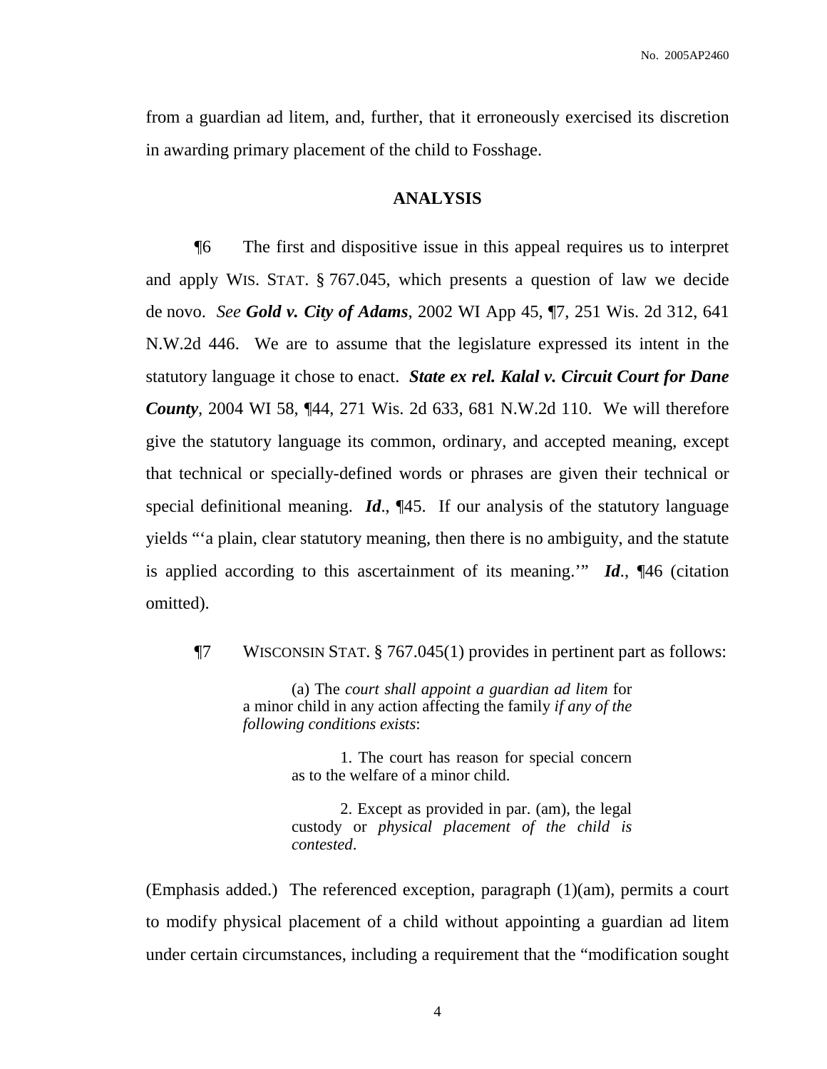from a guardian ad litem, and, further, that it erroneously exercised its discretion in awarding primary placement of the child to Fosshage.

## ANALYSIS

¶6 The first and dispositive issue in this appeal requires us to interpret and apply WIS. STAT. § 767.045, which presents a question of law we decide de novo. *See* ***Gold v. City of Adams***, 2002 WI App 45, ¶7, 251 Wis. 2d 312, 641 N.W.2d 446. We are to assume that the legislature expressed its intent in the statutory language it chose to enact. ***State ex rel. Kalal v. Circuit Court for Dane County***, 2004 WI 58, ¶44, 271 Wis. 2d 633, 681 N.W.2d 110. We will therefore give the statutory language its common, ordinary, and accepted meaning, except that technical or specially-defined words or phrases are given their technical or special definitional meaning. ***Id***., ¶45. If our analysis of the statutory language yields "'a plain, clear statutory meaning, then there is no ambiguity, and the statute is applied according to this ascertainment of its meaning.'" ***Id***., ¶46 (citation omitted).

¶7 WISCONSIN STAT. § 767.045(1) provides in pertinent part as follows:

> (a) The *court shall appoint a guardian ad litem* for a minor child in any action affecting the family *if any of the following conditions exists*:
>
> > 1. The court has reason for special concern as to the welfare of a minor child.
> >
> > 2. Except as provided in par. (am), the legal custody or *physical placement of the child is contested*.

(Emphasis added.) The referenced exception, paragraph (1)(am), permits a court to modify physical placement of a child without appointing a guardian ad litem under certain circumstances, including a requirement that the "modification sought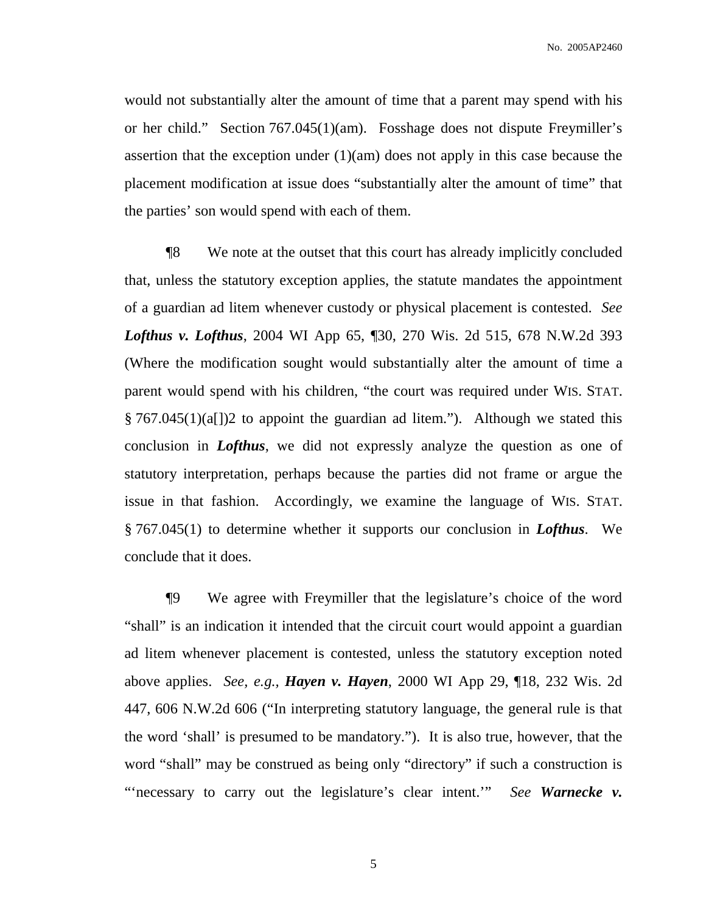would not substantially alter the amount of time that a parent may spend with his or her child." Section 767.045(1)(am). Fosshage does not dispute Freymiller's assertion that the exception under (1)(am) does not apply in this case because the placement modification at issue does "substantially alter the amount of time" that the parties' son would spend with each of them.

¶8 We note at the outset that this court has already implicitly concluded that, unless the statutory exception applies, the statute mandates the appointment of a guardian ad litem whenever custody or physical placement is contested. *See* ***Lofthus v. Lofthus***, 2004 WI App 65, ¶30, 270 Wis. 2d 515, 678 N.W.2d 393 (Where the modification sought would substantially alter the amount of time a parent would spend with his children, "the court was required under WIS. STAT. § 767.045(1)(a[])2 to appoint the guardian ad litem."). Although we stated this conclusion in ***Lofthus***, we did not expressly analyze the question as one of statutory interpretation, perhaps because the parties did not frame or argue the issue in that fashion. Accordingly, we examine the language of WIS. STAT. § 767.045(1) to determine whether it supports our conclusion in ***Lofthus***. We conclude that it does.

¶9 We agree with Freymiller that the legislature's choice of the word "shall" is an indication it intended that the circuit court would appoint a guardian ad litem whenever placement is contested, unless the statutory exception noted above applies. *See, e.g.*, ***Hayen v. Hayen***, 2000 WI App 29, ¶18, 232 Wis. 2d 447, 606 N.W.2d 606 ("In interpreting statutory language, the general rule is that the word 'shall' is presumed to be mandatory."). It is also true, however, that the word "shall" may be construed as being only "directory" if such a construction is "'necessary to carry out the legislature's clear intent.'" *See* ***Warnecke v.***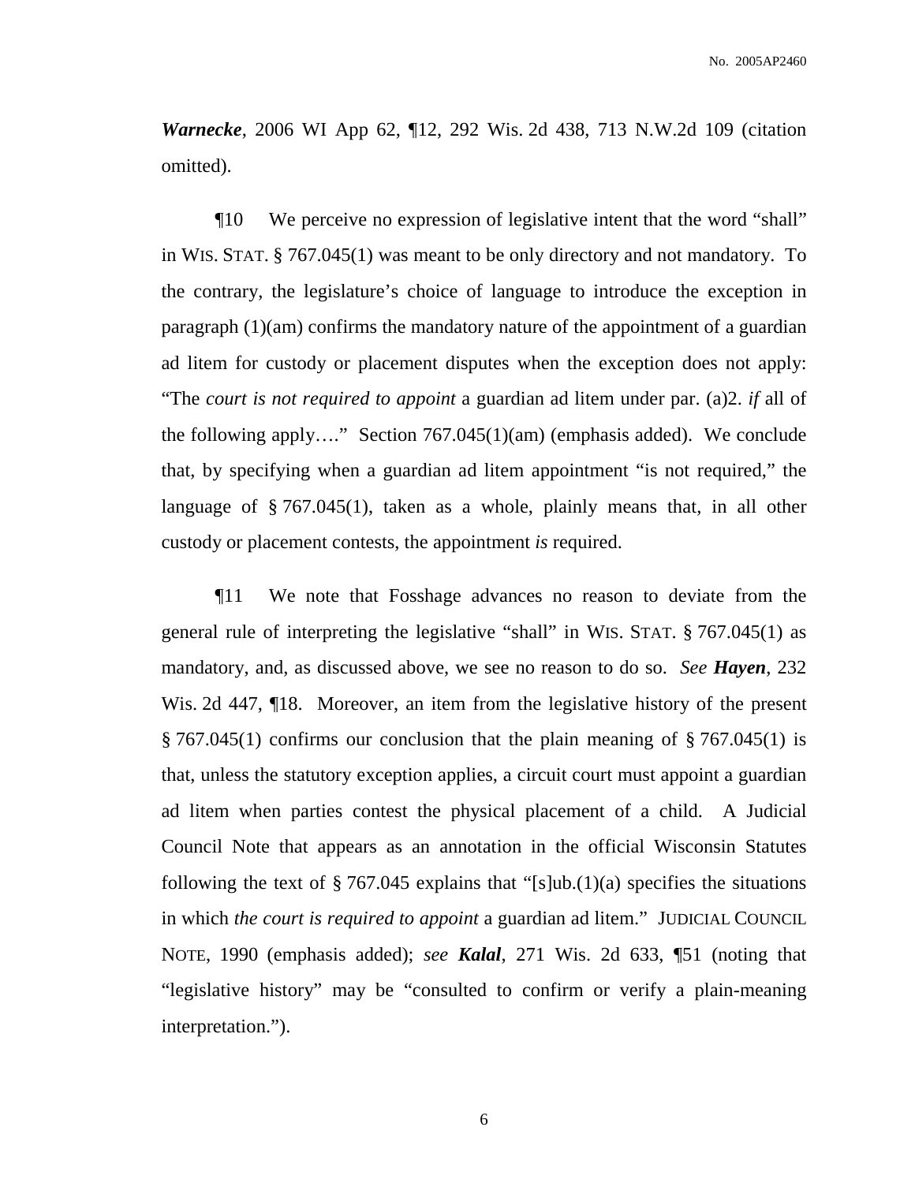***Warnecke***, 2006 WI App 62, ¶12, 292 Wis. 2d 438, 713 N.W.2d 109 (citation omitted).

¶10 We perceive no expression of legislative intent that the word "shall" in WIS. STAT. § 767.045(1) was meant to be only directory and not mandatory. To the contrary, the legislature's choice of language to introduce the exception in paragraph (1)(am) confirms the mandatory nature of the appointment of a guardian ad litem for custody or placement disputes when the exception does not apply: "The *court is not required to appoint* a guardian ad litem under par. (a)2. *if* all of the following apply…." Section 767.045(1)(am) (emphasis added). We conclude that, by specifying when a guardian ad litem appointment "is not required," the language of § 767.045(1), taken as a whole, plainly means that, in all other custody or placement contests, the appointment *is* required.

¶11 We note that Fosshage advances no reason to deviate from the general rule of interpreting the legislative "shall" in WIS. STAT. § 767.045(1) as mandatory, and, as discussed above, we see no reason to do so. *See* ***Hayen***, 232 Wis. 2d 447, ¶18. Moreover, an item from the legislative history of the present § 767.045(1) confirms our conclusion that the plain meaning of § 767.045(1) is that, unless the statutory exception applies, a circuit court must appoint a guardian ad litem when parties contest the physical placement of a child. A Judicial Council Note that appears as an annotation in the official Wisconsin Statutes following the text of § 767.045 explains that "[s]ub.(1)(a) specifies the situations in which *the court is required to appoint* a guardian ad litem." JUDICIAL COUNCIL NOTE, 1990 (emphasis added); *see* ***Kalal***, 271 Wis. 2d 633, ¶51 (noting that "legislative history" may be "consulted to confirm or verify a plain-meaning interpretation.").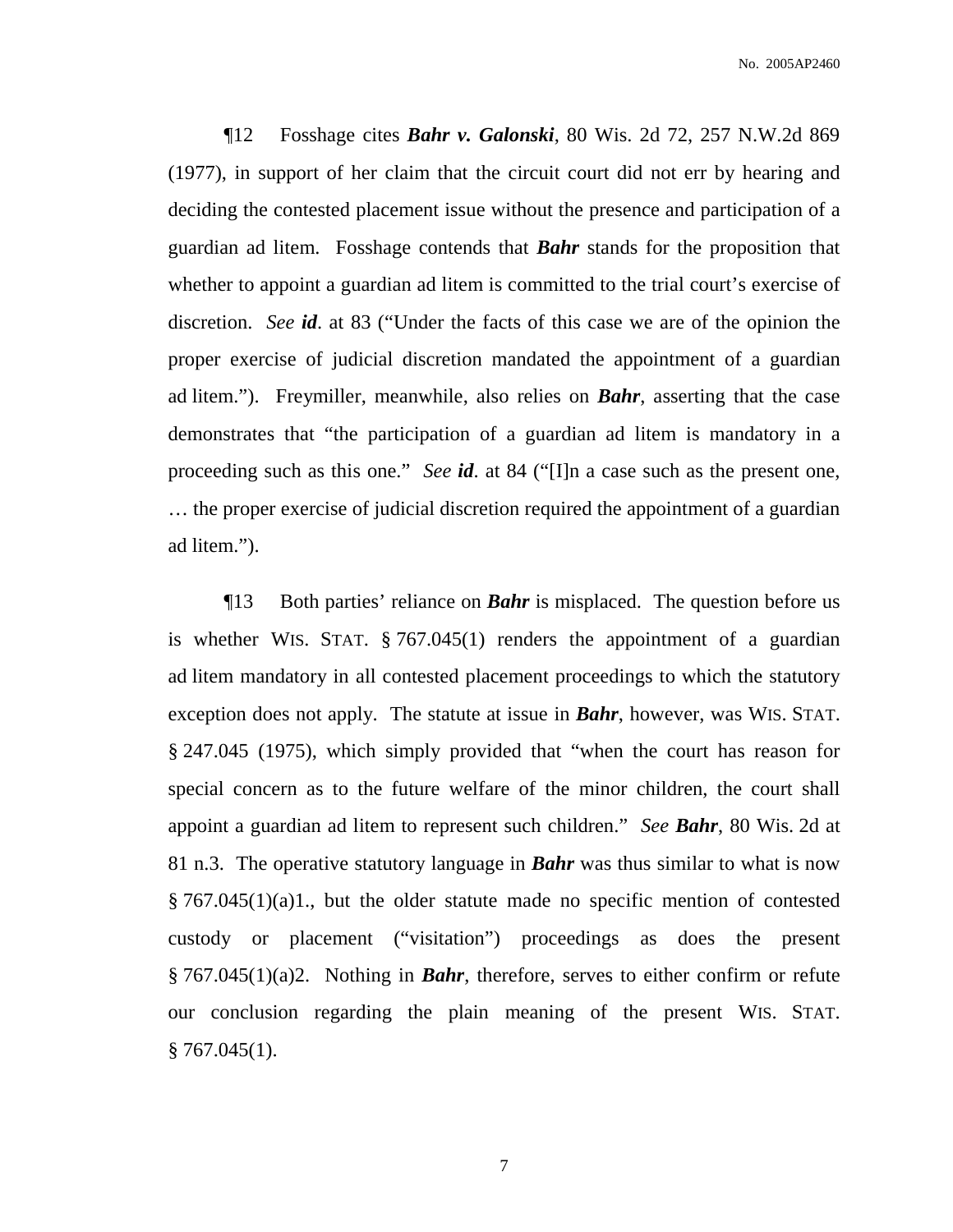¶12 Fosshage cites ***Bahr v. Galonski***, 80 Wis. 2d 72, 257 N.W.2d 869 (1977), in support of her claim that the circuit court did not err by hearing and deciding the contested placement issue without the presence and participation of a guardian ad litem. Fosshage contends that ***Bahr*** stands for the proposition that whether to appoint a guardian ad litem is committed to the trial court's exercise of discretion. *See* ***id***. at 83 ("Under the facts of this case we are of the opinion the proper exercise of judicial discretion mandated the appointment of a guardian ad litem."). Freymiller, meanwhile, also relies on ***Bahr***, asserting that the case demonstrates that "the participation of a guardian ad litem is mandatory in a proceeding such as this one." *See* ***id***. at 84 ("[I]n a case such as the present one, … the proper exercise of judicial discretion required the appointment of a guardian ad litem.").

¶13 Both parties' reliance on ***Bahr*** is misplaced. The question before us is whether WIS. STAT. § 767.045(1) renders the appointment of a guardian ad litem mandatory in all contested placement proceedings to which the statutory exception does not apply. The statute at issue in ***Bahr***, however, was WIS. STAT. § 247.045 (1975), which simply provided that "when the court has reason for special concern as to the future welfare of the minor children, the court shall appoint a guardian ad litem to represent such children." *See* ***Bahr***, 80 Wis. 2d at 81 n.3. The operative statutory language in ***Bahr*** was thus similar to what is now § 767.045(1)(a)1., but the older statute made no specific mention of contested custody or placement ("visitation") proceedings as does the present § 767.045(1)(a)2. Nothing in ***Bahr***, therefore, serves to either confirm or refute our conclusion regarding the plain meaning of the present WIS. STAT. § 767.045(1).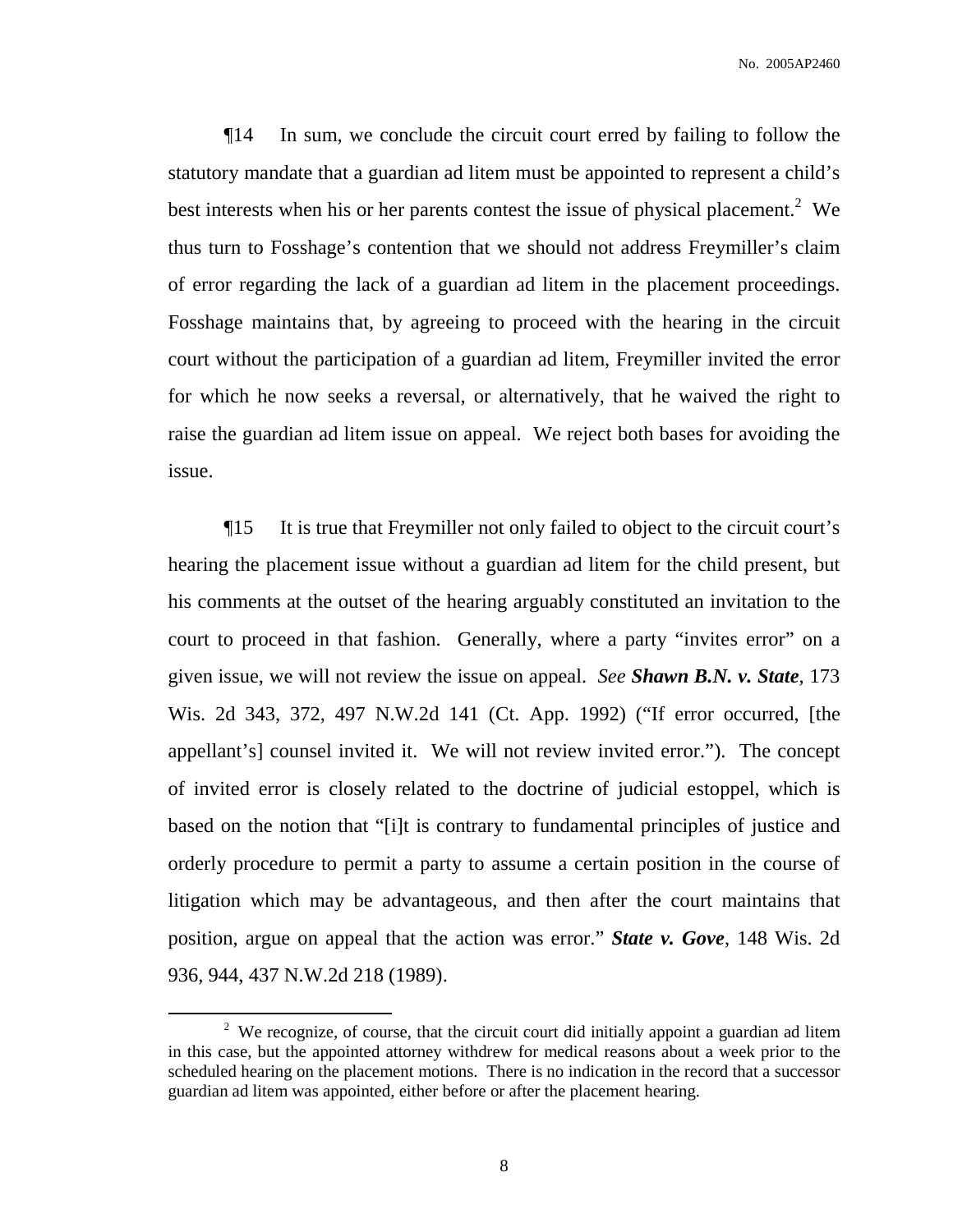¶14 In sum, we conclude the circuit court erred by failing to follow the statutory mandate that a guardian ad litem must be appointed to represent a child's best interests when his or her parents contest the issue of physical placement.[2] We thus turn to Fosshage's contention that we should not address Freymiller's claim of error regarding the lack of a guardian ad litem in the placement proceedings. Fosshage maintains that, by agreeing to proceed with the hearing in the circuit court without the participation of a guardian ad litem, Freymiller invited the error for which he now seeks a reversal, or alternatively, that he waived the right to raise the guardian ad litem issue on appeal. We reject both bases for avoiding the issue.

¶15 It is true that Freymiller not only failed to object to the circuit court's hearing the placement issue without a guardian ad litem for the child present, but his comments at the outset of the hearing arguably constituted an invitation to the court to proceed in that fashion. Generally, where a party "invites error" on a given issue, we will not review the issue on appeal. *See* ***Shawn B.N. v. State***, 173 Wis. 2d 343, 372, 497 N.W.2d 141 (Ct. App. 1992) ("If error occurred, [the appellant's] counsel invited it. We will not review invited error."). The concept of invited error is closely related to the doctrine of judicial estoppel, which is based on the notion that "[i]t is contrary to fundamental principles of justice and orderly procedure to permit a party to assume a certain position in the course of litigation which may be advantageous, and then after the court maintains that position, argue on appeal that the action was error." ***State v. Gove***, 148 Wis. 2d 936, 944, 437 N.W.2d 218 (1989).

---

[2] We recognize, of course, that the circuit court did initially appoint a guardian ad litem in this case, but the appointed attorney withdrew for medical reasons about a week prior to the scheduled hearing on the placement motions. There is no indication in the record that a successor guardian ad litem was appointed, either before or after the placement hearing.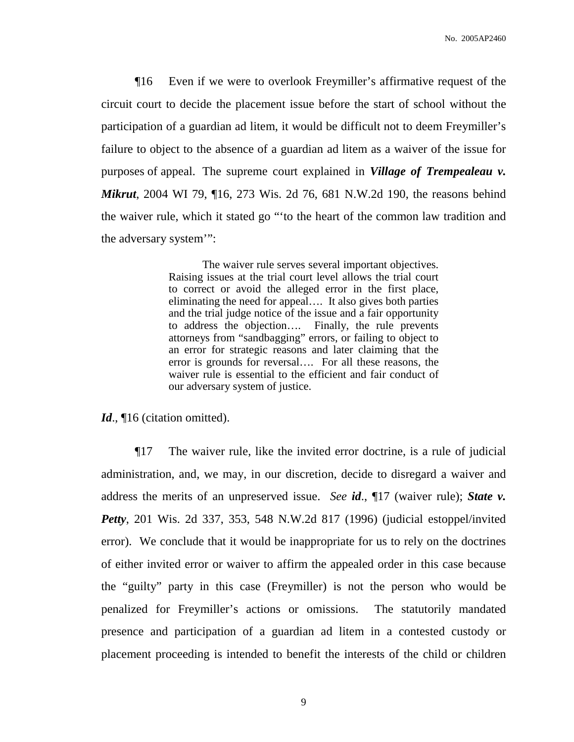¶16 Even if we were to overlook Freymiller's affirmative request of the circuit court to decide the placement issue before the start of school without the participation of a guardian ad litem, it would be difficult not to deem Freymiller's failure to object to the absence of a guardian ad litem as a waiver of the issue for purposes of appeal. The supreme court explained in ***Village of Trempealeau v. Mikrut***, 2004 WI 79, ¶16, 273 Wis. 2d 76, 681 N.W.2d 190, the reasons behind the waiver rule, which it stated go "'to the heart of the common law tradition and the adversary system'":

> The waiver rule serves several important objectives. Raising issues at the trial court level allows the trial court to correct or avoid the alleged error in the first place, eliminating the need for appeal…. It also gives both parties and the trial judge notice of the issue and a fair opportunity to address the objection…. Finally, the rule prevents attorneys from "sandbagging" errors, or failing to object to an error for strategic reasons and later claiming that the error is grounds for reversal…. For all these reasons, the waiver rule is essential to the efficient and fair conduct of our adversary system of justice.

***Id***., ¶16 (citation omitted).

¶17 The waiver rule, like the invited error doctrine, is a rule of judicial administration, and, we may, in our discretion, decide to disregard a waiver and address the merits of an unpreserved issue. *See* ***id***., ¶17 (waiver rule); ***State v. Petty***, 201 Wis. 2d 337, 353, 548 N.W.2d 817 (1996) (judicial estoppel/invited error). We conclude that it would be inappropriate for us to rely on the doctrines of either invited error or waiver to affirm the appealed order in this case because the "guilty" party in this case (Freymiller) is not the person who would be penalized for Freymiller's actions or omissions. The statutorily mandated presence and participation of a guardian ad litem in a contested custody or placement proceeding is intended to benefit the interests of the child or children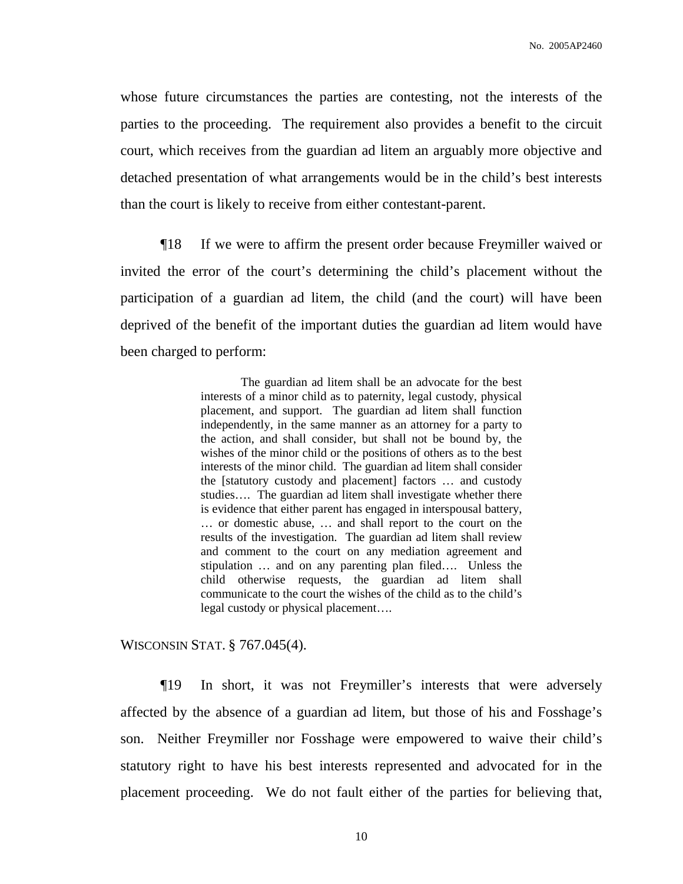whose future circumstances the parties are contesting, not the interests of the parties to the proceeding. The requirement also provides a benefit to the circuit court, which receives from the guardian ad litem an arguably more objective and detached presentation of what arrangements would be in the child's best interests than the court is likely to receive from either contestant-parent.

¶18 If we were to affirm the present order because Freymiller waived or invited the error of the court's determining the child's placement without the participation of a guardian ad litem, the child (and the court) will have been deprived of the benefit of the important duties the guardian ad litem would have been charged to perform:

> The guardian ad litem shall be an advocate for the best interests of a minor child as to paternity, legal custody, physical placement, and support. The guardian ad litem shall function independently, in the same manner as an attorney for a party to the action, and shall consider, but shall not be bound by, the wishes of the minor child or the positions of others as to the best interests of the minor child. The guardian ad litem shall consider the [statutory custody and placement] factors … and custody studies…. The guardian ad litem shall investigate whether there is evidence that either parent has engaged in interspousal battery, … or domestic abuse, … and shall report to the court on the results of the investigation. The guardian ad litem shall review and comment to the court on any mediation agreement and stipulation … and on any parenting plan filed…. Unless the child otherwise requests, the guardian ad litem shall communicate to the court the wishes of the child as to the child's legal custody or physical placement….

WISCONSIN STAT. § 767.045(4).

¶19 In short, it was not Freymiller's interests that were adversely affected by the absence of a guardian ad litem, but those of his and Fosshage's son. Neither Freymiller nor Fosshage were empowered to waive their child's statutory right to have his best interests represented and advocated for in the placement proceeding. We do not fault either of the parties for believing that,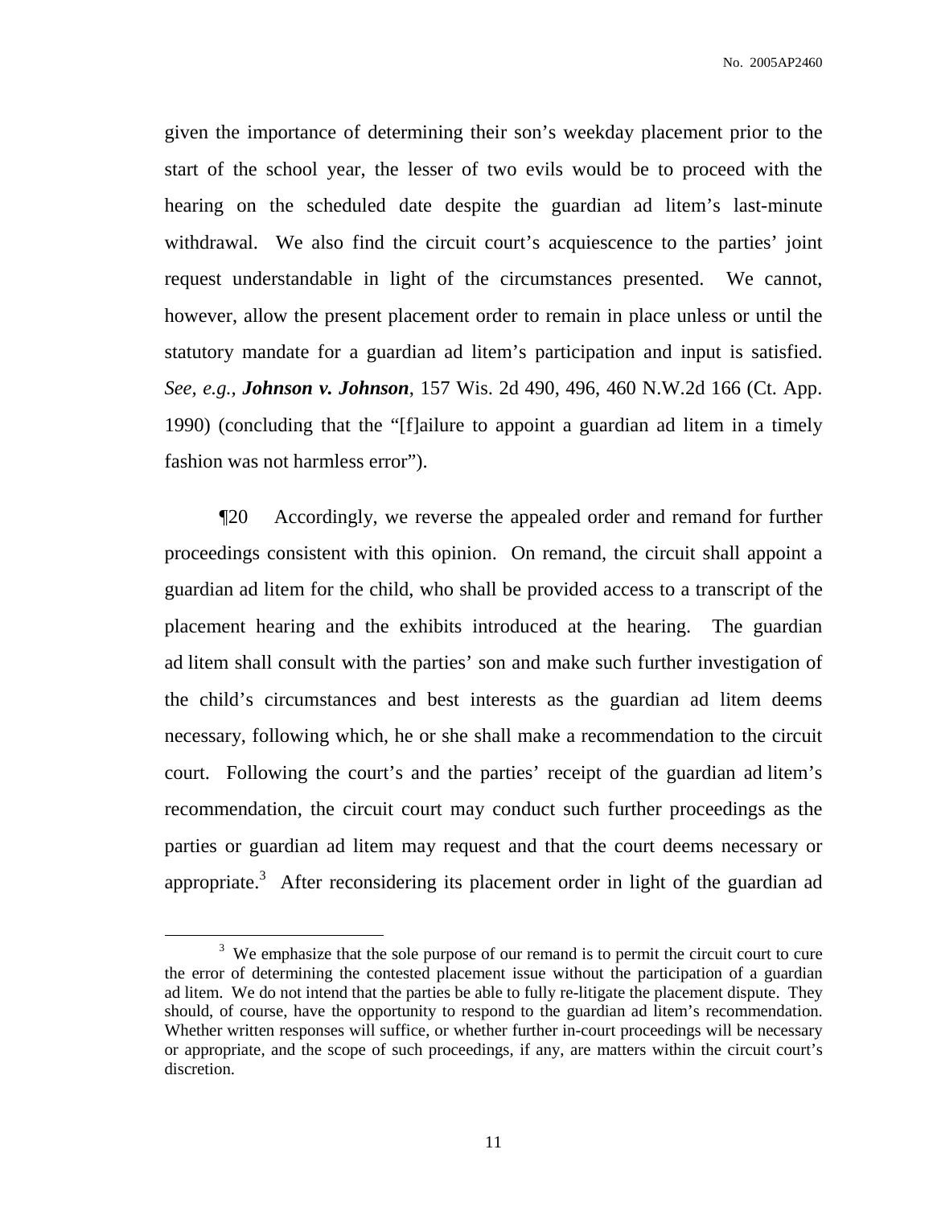given the importance of determining their son's weekday placement prior to the start of the school year, the lesser of two evils would be to proceed with the hearing on the scheduled date despite the guardian ad litem's last-minute withdrawal. We also find the circuit court's acquiescence to the parties' joint request understandable in light of the circumstances presented. We cannot, however, allow the present placement order to remain in place unless or until the statutory mandate for a guardian ad litem's participation and input is satisfied. *See, e.g.,* ***Johnson v. Johnson***, 157 Wis. 2d 490, 496, 460 N.W.2d 166 (Ct. App. 1990) (concluding that the "[f]ailure to appoint a guardian ad litem in a timely fashion was not harmless error").

¶20 Accordingly, we reverse the appealed order and remand for further proceedings consistent with this opinion. On remand, the circuit shall appoint a guardian ad litem for the child, who shall be provided access to a transcript of the placement hearing and the exhibits introduced at the hearing. The guardian ad litem shall consult with the parties' son and make such further investigation of the child's circumstances and best interests as the guardian ad litem deems necessary, following which, he or she shall make a recommendation to the circuit court. Following the court's and the parties' receipt of the guardian ad litem's recommendation, the circuit court may conduct such further proceedings as the parties or guardian ad litem may request and that the court deems necessary or appropriate.[3] After reconsidering its placement order in light of the guardian ad

---

[3] We emphasize that the sole purpose of our remand is to permit the circuit court to cure the error of determining the contested placement issue without the participation of a guardian ad litem. We do not intend that the parties be able to fully re-litigate the placement dispute. They should, of course, have the opportunity to respond to the guardian ad litem's recommendation. Whether written responses will suffice, or whether further in-court proceedings will be necessary or appropriate, and the scope of such proceedings, if any, are matters within the circuit court's discretion.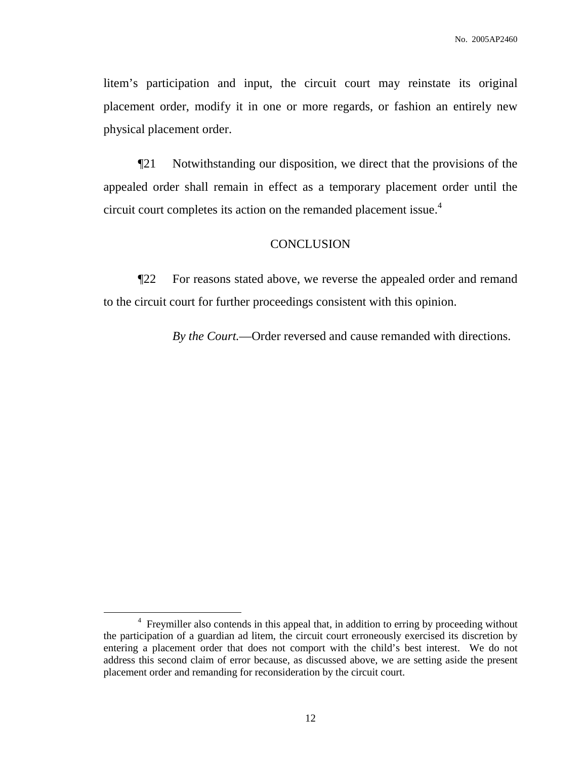litem's participation and input, the circuit court may reinstate its original placement order, modify it in one or more regards, or fashion an entirely new physical placement order.

¶21 Notwithstanding our disposition, we direct that the provisions of the appealed order shall remain in effect as a temporary placement order until the circuit court completes its action on the remanded placement issue.[4]

## CONCLUSION

¶22 For reasons stated above, we reverse the appealed order and remand to the circuit court for further proceedings consistent with this opinion.

*By the Court.*—Order reversed and cause remanded with directions.

---

[4] Freymiller also contends in this appeal that, in addition to erring by proceeding without the participation of a guardian ad litem, the circuit court erroneously exercised its discretion by entering a placement order that does not comport with the child's best interest. We do not address this second claim of error because, as discussed above, we are setting aside the present placement order and remanding for reconsideration by the circuit court.